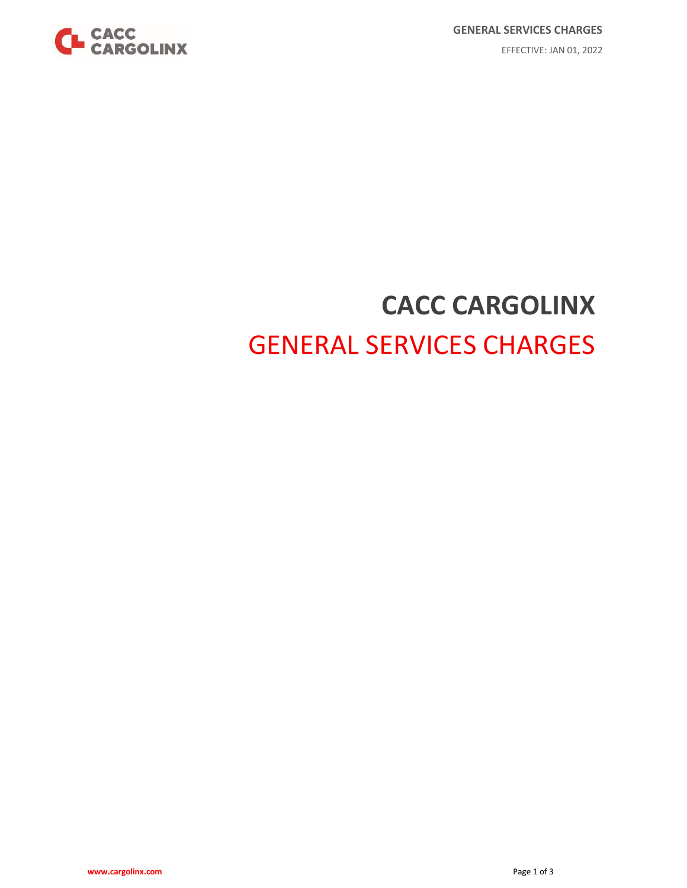# CACC CARGOLINX

## GENERAL SERVICES CHARGES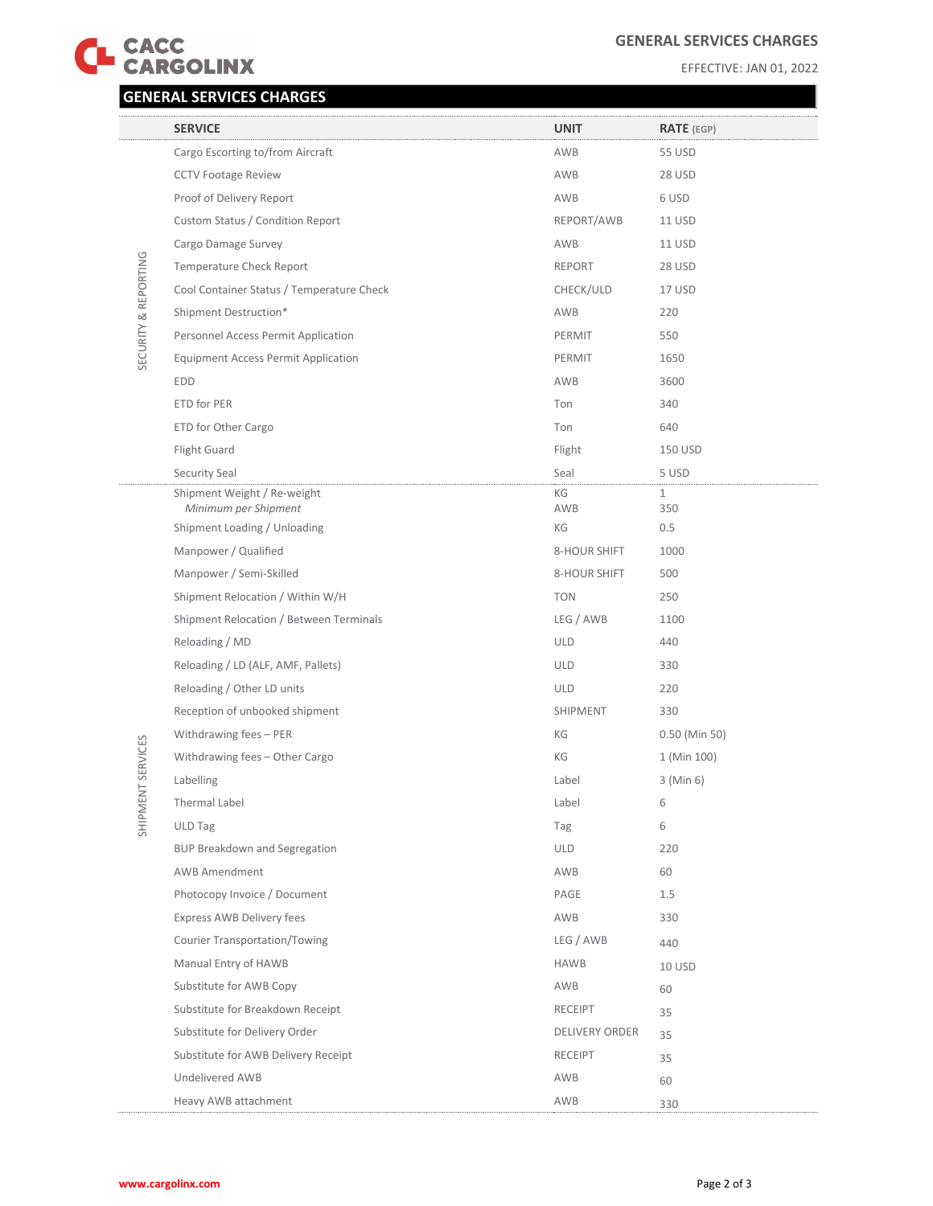## GENERAL SERVICES CHARGES

EFFECTIVE: JAN 01, 2022

| | SERVICE | UNIT | RATE (EGP) |
|---|---|---|---|
| SECURITY & REPORTING | Cargo Escorting to/from Aircraft | AWB | 55 USD |
| | CCTV Footage Review | AWB | 28 USD |
| | Proof of Delivery Report | AWB | 6 USD |
| | Custom Status / Condition Report | REPORT/AWB | 11 USD |
| | Cargo Damage Survey | AWB | 11 USD |
| | Temperature Check Report | REPORT | 28 USD |
| | Cool Container Status / Temperature Check | CHECK/ULD | 17 USD |
| | Shipment Destruction* | AWB | 220 |
| | Personnel Access Permit Application | PERMIT | 550 |
| | Equipment Access Permit Application | PERMIT | 1650 |
| | EDD | AWB | 3600 |
| | ETD for PER | Ton | 340 |
| | ETD for Other Cargo | Ton | 640 |
| | Flight Guard | Flight | 150 USD |
| | Security Seal | Seal | 5 USD |
| SHIPMENT SERVICES | Shipment Weight / Re-weight | KG | 1 |
| | *Minimum per Shipment* | AWB | 350 |
| | Shipment Loading / Unloading | KG | 0.5 |
| | Manpower / Qualified | 8-HOUR SHIFT | 1000 |
| | Manpower / Semi-Skilled | 8-HOUR SHIFT | 500 |
| | Shipment Relocation / Within W/H | TON | 250 |
| | Shipment Relocation / Between Terminals | LEG / AWB | 1100 |
| | Reloading / MD | ULD | 440 |
| | Reloading / LD (ALF, AMF, Pallets) | ULD | 330 |
| | Reloading / Other LD units | ULD | 220 |
| | Reception of unbooked shipment | SHIPMENT | 330 |
| | Withdrawing fees – PER | KG | 0.50 (Min 50) |
| | Withdrawing fees – Other Cargo | KG | 1 (Min 100) |
| | Labelling | Label | 3 (Min 6) |
| | Thermal Label | Label | 6 |
| | ULD Tag | Tag | 6 |
| | BUP Breakdown and Segregation | ULD | 220 |
| | AWB Amendment | AWB | 60 |
| | Photocopy Invoice / Document | PAGE | 1.5 |
| | Express AWB Delivery fees | AWB | 330 |
| | Courier Transportation/Towing | LEG / AWB | 440 |
| | Manual Entry of HAWB | HAWB | 10 USD |
| | Substitute for AWB Copy | AWB | 60 |
| | Substitute for Breakdown Receipt | RECEIPT | 35 |
| | Substitute for Delivery Order | DELIVERY ORDER | 35 |
| | Substitute for AWB Delivery Receipt | RECEIPT | 35 |
| | Undelivered AWB | AWB | 60 |
| | Heavy AWB attachment | AWB | 330 |

www.cargolinx.com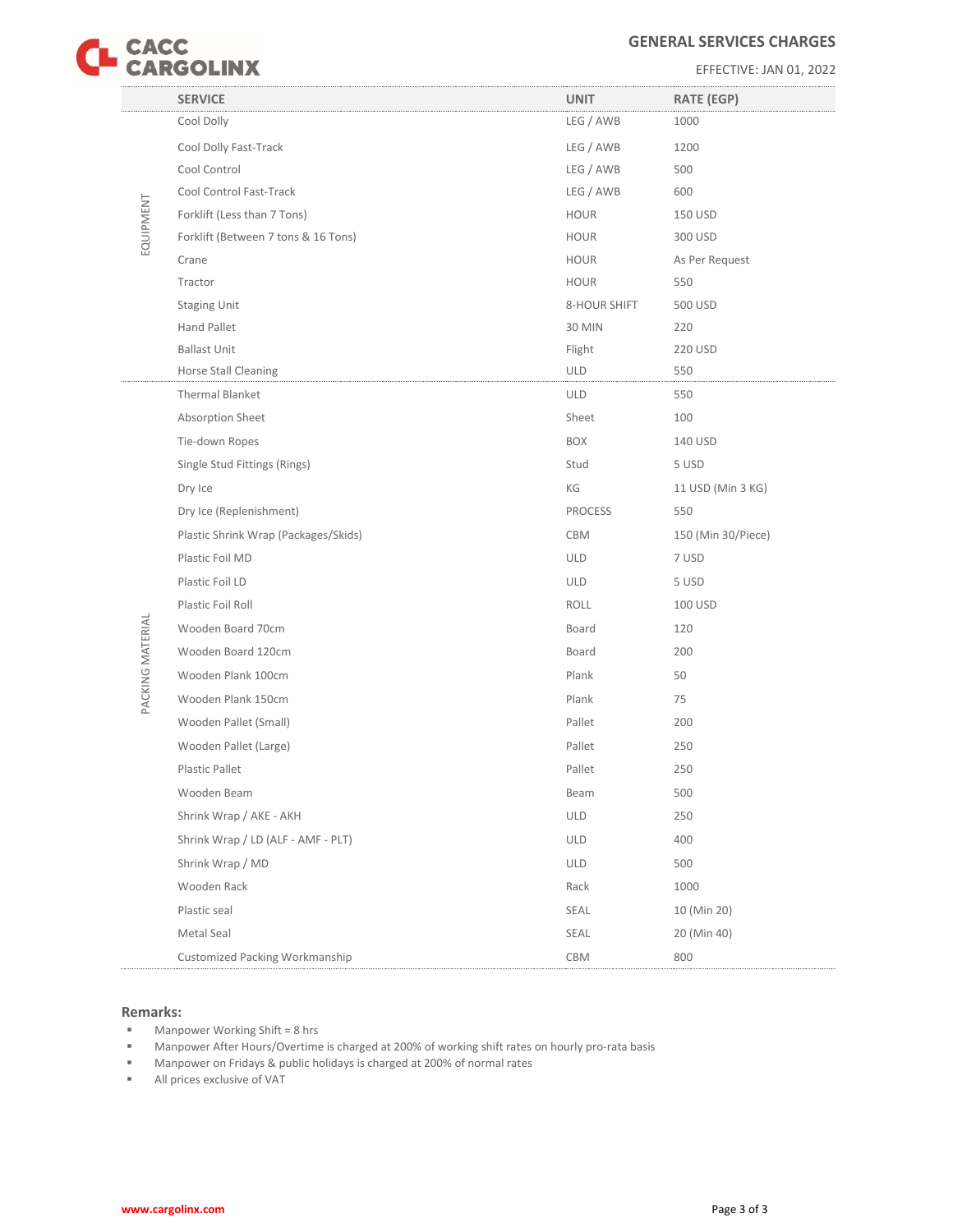CACC CARGOLINX

## GENERAL SERVICES CHARGES

EFFECTIVE: JAN 01, 2022

| | SERVICE | UNIT | RATE (EGP) |
|---|---|---|---|
| EQUIPMENT | Cool Dolly | LEG / AWB | 1000 |
| | Cool Dolly Fast-Track | LEG / AWB | 1200 |
| | Cool Control | LEG / AWB | 500 |
| | Cool Control Fast-Track | LEG / AWB | 600 |
| | Forklift (Less than 7 Tons) | HOUR | 150 USD |
| | Forklift (Between 7 tons & 16 Tons) | HOUR | 300 USD |
| | Crane | HOUR | As Per Request |
| | Tractor | HOUR | 550 |
| | Staging Unit | 8-HOUR SHIFT | 500 USD |
| | Hand Pallet | 30 MIN | 220 |
| | Ballast Unit | Flight | 220 USD |
| | Horse Stall Cleaning | ULD | 550 |
| PACKING MATERIAL | Thermal Blanket | ULD | 550 |
| | Absorption Sheet | Sheet | 100 |
| | Tie-down Ropes | BOX | 140 USD |
| | Single Stud Fittings (Rings) | Stud | 5 USD |
| | Dry Ice | KG | 11 USD (Min 3 KG) |
| | Dry Ice (Replenishment) | PROCESS | 550 |
| | Plastic Shrink Wrap (Packages/Skids) | CBM | 150 (Min 30/Piece) |
| | Plastic Foil MD | ULD | 7 USD |
| | Plastic Foil LD | ULD | 5 USD |
| | Plastic Foil Roll | ROLL | 100 USD |
| | Wooden Board 70cm | Board | 120 |
| | Wooden Board 120cm | Board | 200 |
| | Wooden Plank 100cm | Plank | 50 |
| | Wooden Plank 150cm | Plank | 75 |
| | Wooden Pallet (Small) | Pallet | 200 |
| | Wooden Pallet (Large) | Pallet | 250 |
| | Plastic Pallet | Pallet | 250 |
| | Wooden Beam | Beam | 500 |
| | Shrink Wrap / AKE - AKH | ULD | 250 |
| | Shrink Wrap / LD (ALF - AMF - PLT) | ULD | 400 |
| | Shrink Wrap / MD | ULD | 500 |
| | Wooden Rack | Rack | 1000 |
| | Plastic seal | SEAL | 10 (Min 20) |
| | Metal Seal | SEAL | 20 (Min 40) |
| | Customized Packing Workmanship | CBM | 800 |

### Remarks:

- Manpower Working Shift = 8 hrs
- Manpower After Hours/Overtime is charged at 200% of working shift rates on hourly pro-rata basis
- Manpower on Fridays & public holidays is charged at 200% of normal rates
- All prices exclusive of VAT

www.cargolinx.com